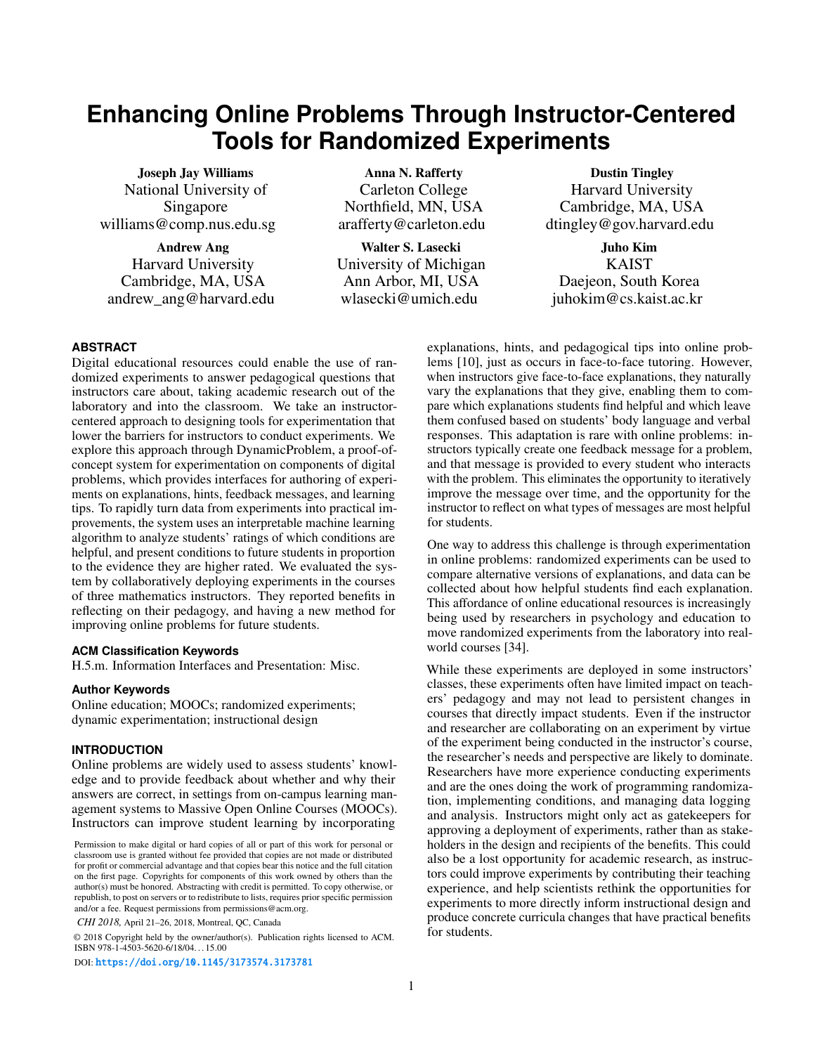# Enhancing Online Problems Through Instructor-Centered Tools for Randomized Experiments

**Joseph Jay Williams**
National University of Singapore
williams@comp.nus.edu.sg

**Anna N. Rafferty**
Carleton College
Northfield, MN, USA
arafferty@carleton.edu

**Dustin Tingley**
Harvard University
Cambridge, MA, USA
dtingley@gov.harvard.edu

**Andrew Ang**
Harvard University
Cambridge, MA, USA
andrew_ang@harvard.edu

**Walter S. Lasecki**
University of Michigan
Ann Arbor, MI, USA
wlasecki@umich.edu

**Juho Kim**
KAIST
Daejeon, South Korea
juhokim@cs.kaist.ac.kr

## ABSTRACT

Digital educational resources could enable the use of randomized experiments to answer pedagogical questions that instructors care about, taking academic research out of the laboratory and into the classroom. We take an instructor-centered approach to designing tools for experimentation that lower the barriers for instructors to conduct experiments. We explore this approach through DynamicProblem, a proof-of-concept system for experimentation on components of digital problems, which provides interfaces for authoring of experiments on explanations, hints, feedback messages, and learning tips. To rapidly turn data from experiments into practical improvements, the system uses an interpretable machine learning algorithm to analyze students' ratings of which conditions are helpful, and present conditions to future students in proportion to the evidence they are higher rated. We evaluated the system by collaboratively deploying experiments in the courses of three mathematics instructors. They reported benefits in reflecting on their pedagogy, and having a new method for improving online problems for future students.

### ACM Classification Keywords

H.5.m. Information Interfaces and Presentation: Misc.

### Author Keywords

Online education; MOOCs; randomized experiments; dynamic experimentation; instructional design

## INTRODUCTION

Online problems are widely used to assess students' knowledge and to provide feedback about whether and why their answers are correct, in settings from on-campus learning management systems to Massive Open Online Courses (MOOCs). Instructors can improve student learning by incorporating explanations, hints, and pedagogical tips into online problems [10], just as occurs in face-to-face tutoring. However, when instructors give face-to-face explanations, they naturally vary the explanations that they give, enabling them to compare which explanations students find helpful and which leave them confused based on students' body language and verbal responses. This adaptation is rare with online problems: instructors typically create one feedback message for a problem, and that message is provided to every student who interacts with the problem. This eliminates the opportunity to iteratively improve the message over time, and the opportunity for the instructor to reflect on what types of messages are most helpful for students.

One way to address this challenge is through experimentation in online problems: randomized experiments can be used to compare alternative versions of explanations, and data can be collected about how helpful students find each explanation. This affordance of online educational resources is increasingly being used by researchers in psychology and education to move randomized experiments from the laboratory into real-world courses [34].

While these experiments are deployed in some instructors' classes, these experiments often have limited impact on teachers' pedagogy and may not lead to persistent changes in courses that directly impact students. Even if the instructor and researcher are collaborating on an experiment by virtue of the experiment being conducted in the instructor's course, the researcher's needs and perspective are likely to dominate. Researchers have more experience conducting experiments and are the ones doing the work of programming randomization, implementing conditions, and managing data logging and analysis. Instructors might only act as gatekeepers for approving a deployment of experiments, rather than as stakeholders in the design and recipients of the benefits. This could also be a lost opportunity for academic research, as instructors could improve experiments by contributing their teaching experience, and help scientists rethink the opportunities for experiments to more directly inform instructional design and produce concrete curricula changes that have practical benefits for students.

Permission to make digital or hard copies of all or part of this work for personal or classroom use is granted without fee provided that copies are not made or distributed for profit or commercial advantage and that copies bear this notice and the full citation on the first page. Copyrights for components of this work owned by others than the author(s) must be honored. Abstracting with credit is permitted. To copy otherwise, or republish, to post on servers or to redistribute to lists, requires prior specific permission and/or a fee. Request permissions from permissions@acm.org.

*CHI 2018,* April 21–26, 2018, Montreal, QC, Canada

© 2018 Copyright held by the owner/author(s). Publication rights licensed to ACM. ISBN 978-1-4503-5620-6/18/04...15.00

DOI: https://doi.org/10.1145/3173574.3173781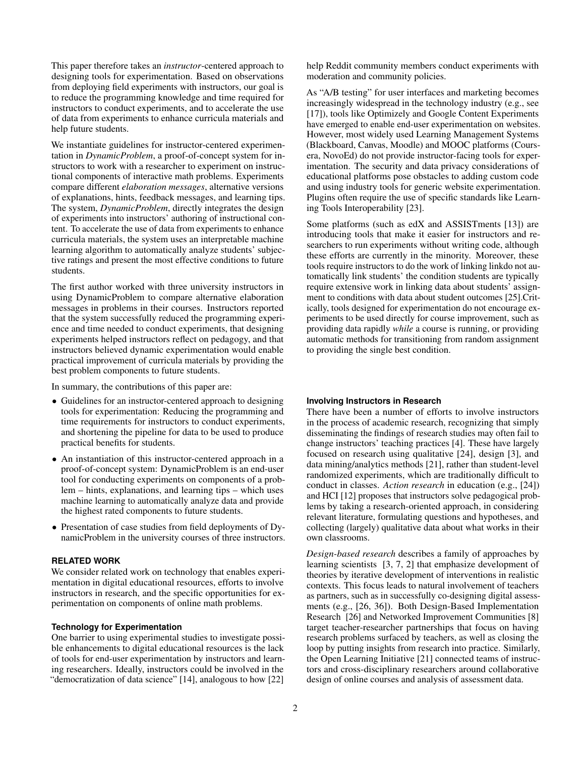This paper therefore takes an *instructor*-centered approach to designing tools for experimentation. Based on observations from deploying field experiments with instructors, our goal is to reduce the programming knowledge and time required for instructors to conduct experiments, and to accelerate the use of data from experiments to enhance curricula materials and help future students.

We instantiate guidelines for instructor-centered experimentation in *DynamicProblem*, a proof-of-concept system for instructors to work with a researcher to experiment on instructional components of interactive math problems. Experiments compare different *elaboration messages*, alternative versions of explanations, hints, feedback messages, and learning tips. The system, *DynamicProblem*, directly integrates the design of experiments into instructors' authoring of instructional content. To accelerate the use of data from experiments to enhance curricula materials, the system uses an interpretable machine learning algorithm to automatically analyze students' subjective ratings and present the most effective conditions to future students.

The first author worked with three university instructors in using DynamicProblem to compare alternative elaboration messages in problems in their courses. Instructors reported that the system successfully reduced the programming experience and time needed to conduct experiments, that designing experiments helped instructors reflect on pedagogy, and that instructors believed dynamic experimentation would enable practical improvement of curricula materials by providing the best problem components to future students.

In summary, the contributions of this paper are:

- Guidelines for an instructor-centered approach to designing tools for experimentation: Reducing the programming and time requirements for instructors to conduct experiments, and shortening the pipeline for data to be used to produce practical benefits for students.
- An instantiation of this instructor-centered approach in a proof-of-concept system: DynamicProblem is an end-user tool for conducting experiments on components of a problem – hints, explanations, and learning tips – which uses machine learning to automatically analyze data and provide the highest rated components to future students.
- Presentation of case studies from field deployments of DynamicProblem in the university courses of three instructors.

## RELATED WORK

We consider related work on technology that enables experimentation in digital educational resources, efforts to involve instructors in research, and the specific opportunities for experimentation on components of online math problems.

### Technology for Experimentation

One barrier to using experimental studies to investigate possible enhancements to digital educational resources is the lack of tools for end-user experimentation by instructors and learning researchers. Ideally, instructors could be involved in the "democratization of data science" [14], analogous to how [22] help Reddit community members conduct experiments with moderation and community policies.

As "A/B testing" for user interfaces and marketing becomes increasingly widespread in the technology industry (e.g., see [17]), tools like Optimizely and Google Content Experiments have emerged to enable end-user experimentation on websites. However, most widely used Learning Management Systems (Blackboard, Canvas, Moodle) and MOOC platforms (Coursera, NovoEd) do not provide instructor-facing tools for experimentation. The security and data privacy considerations of educational platforms pose obstacles to adding custom code and using industry tools for generic website experimentation. Plugins often require the use of specific standards like Learning Tools Interoperability [23].

Some platforms (such as edX and ASSISTments [13]) are introducing tools that make it easier for instructors and researchers to run experiments without writing code, although these efforts are currently in the minority. Moreover, these tools require instructors to do the work of linking linkdo not automatically link students' the condition students are typically require extensive work in linking data about students' assignment to conditions with data about student outcomes [25].Critically, tools designed for experimentation do not encourage experiments to be used directly for course improvement, such as providing data rapidly *while* a course is running, or providing automatic methods for transitioning from random assignment to providing the single best condition.

### Involving Instructors in Research

There have been a number of efforts to involve instructors in the process of academic research, recognizing that simply disseminating the findings of research studies may often fail to change instructors' teaching practices [4]. These have largely focused on research using qualitative [24], design [3], and data mining/analytics methods [21], rather than student-level randomized experiments, which are traditionally difficult to conduct in classes. *Action research* in education (e.g., [24]) and HCI [12] proposes that instructors solve pedagogical problems by taking a research-oriented approach, in considering relevant literature, formulating questions and hypotheses, and collecting (largely) qualitative data about what works in their own classrooms.

*Design-based research* describes a family of approaches by learning scientists [3, 7, 2] that emphasize development of theories by iterative development of interventions in realistic contexts. This focus leads to natural involvement of teachers as partners, such as in successfully co-designing digital assessments (e.g., [26, 36]). Both Design-Based Implementation Research [26] and Networked Improvement Communities [8] target teacher-researcher partnerships that focus on having research problems surfaced by teachers, as well as closing the loop by putting insights from research into practice. Similarly, the Open Learning Initiative [21] connected teams of instructors and cross-disciplinary researchers around collaborative design of online courses and analysis of assessment data.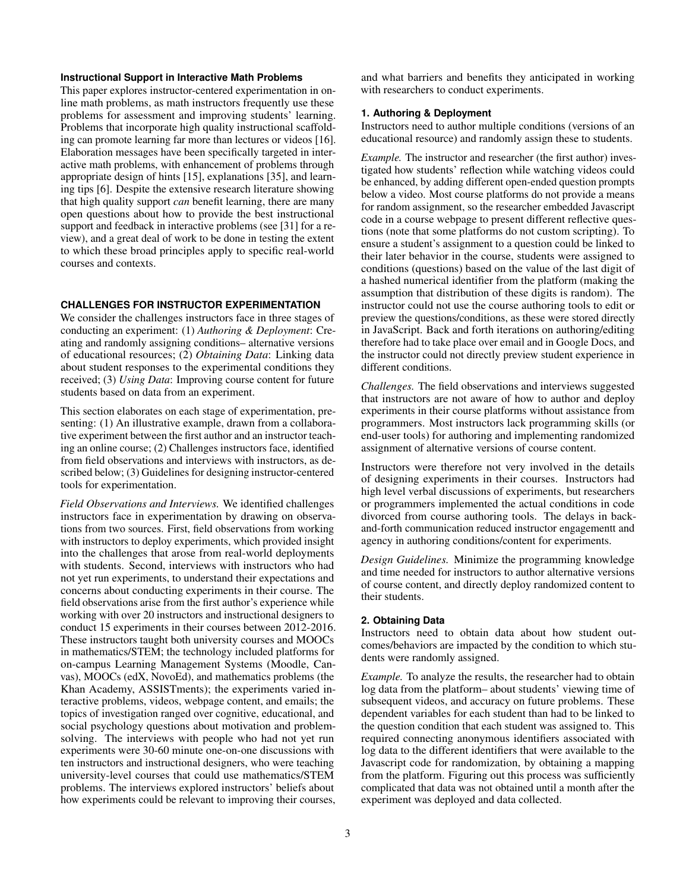### Instructional Support in Interactive Math Problems

This paper explores instructor-centered experimentation in online math problems, as math instructors frequently use these problems for assessment and improving students' learning. Problems that incorporate high quality instructional scaffolding can promote learning far more than lectures or videos [16]. Elaboration messages have been specifically targeted in interactive math problems, with enhancement of problems through appropriate design of hints [15], explanations [35], and learning tips [6]. Despite the extensive research literature showing that high quality support *can* benefit learning, there are many open questions about how to provide the best instructional support and feedback in interactive problems (see [31] for a review), and a great deal of work to be done in testing the extent to which these broad principles apply to specific real-world courses and contexts.

## CHALLENGES FOR INSTRUCTOR EXPERIMENTATION

We consider the challenges instructors face in three stages of conducting an experiment: (1) *Authoring & Deployment*: Creating and randomly assigning conditions– alternative versions of educational resources; (2) *Obtaining Data*: Linking data about student responses to the experimental conditions they received; (3) *Using Data*: Improving course content for future students based on data from an experiment.

This section elaborates on each stage of experimentation, presenting: (1) An illustrative example, drawn from a collaborative experiment between the first author and an instructor teaching an online course; (2) Challenges instructors face, identified from field observations and interviews with instructors, as described below; (3) Guidelines for designing instructor-centered tools for experimentation.

*Field Observations and Interviews.* We identified challenges instructors face in experimentation by drawing on observations from two sources. First, field observations from working with instructors to deploy experiments, which provided insight into the challenges that arose from real-world deployments with students. Second, interviews with instructors who had not yet run experiments, to understand their expectations and concerns about conducting experiments in their course. The field observations arise from the first author's experience while working with over 20 instructors and instructional designers to conduct 15 experiments in their courses between 2012-2016. These instructors taught both university courses and MOOCs in mathematics/STEM; the technology included platforms for on-campus Learning Management Systems (Moodle, Canvas), MOOCs (edX, NovoEd), and mathematics problems (the Khan Academy, ASSISTments); the experiments varied interactive problems, videos, webpage content, and emails; the topics of investigation ranged over cognitive, educational, and social psychology questions about motivation and problem-solving. The interviews with people who had not yet run experiments were 30-60 minute one-on-one discussions with ten instructors and instructional designers, who were teaching university-level courses that could use mathematics/STEM problems. The interviews explored instructors' beliefs about how experiments could be relevant to improving their courses, and what barriers and benefits they anticipated in working with researchers to conduct experiments.

### 1. Authoring & Deployment

Instructors need to author multiple conditions (versions of an educational resource) and randomly assign these to students.

*Example.* The instructor and researcher (the first author) investigated how students' reflection while watching videos could be enhanced, by adding different open-ended question prompts below a video. Most course platforms do not provide a means for random assignment, so the researcher embedded Javascript code in a course webpage to present different reflective questions (note that some platforms do not custom scripting). To ensure a student's assignment to a question could be linked to their later behavior in the course, students were assigned to conditions (questions) based on the value of the last digit of a hashed numerical identifier from the platform (making the assumption that distribution of these digits is random). The instructor could not use the course authoring tools to edit or preview the questions/conditions, as these were stored directly in JavaScript. Back and forth iterations on authoring/editing therefore had to take place over email and in Google Docs, and the instructor could not directly preview student experience in different conditions.

*Challenges.* The field observations and interviews suggested that instructors are not aware of how to author and deploy experiments in their course platforms without assistance from programmers. Most instructors lack programming skills (or end-user tools) for authoring and implementing randomized assignment of alternative versions of course content.

Instructors were therefore not very involved in the details of designing experiments in their courses. Instructors had high level verbal discussions of experiments, but researchers or programmers implemented the actual conditions in code divorced from course authoring tools. The delays in back-and-forth communication reduced instructor engagementt and agency in authoring conditions/content for experiments.

*Design Guidelines.* Minimize the programming knowledge and time needed for instructors to author alternative versions of course content, and directly deploy randomized content to their students.

### 2. Obtaining Data

Instructors need to obtain data about how student outcomes/behaviors are impacted by the condition to which students were randomly assigned.

*Example.* To analyze the results, the researcher had to obtain log data from the platform– about students' viewing time of subsequent videos, and accuracy on future problems. These dependent variables for each student than had to be linked to the question condition that each student was assigned to. This required connecting anonymous identifiers associated with log data to the different identifiers that were available to the Javascript code for randomization, by obtaining a mapping from the platform. Figuring out this process was sufficiently complicated that data was not obtained until a month after the experiment was deployed and data collected.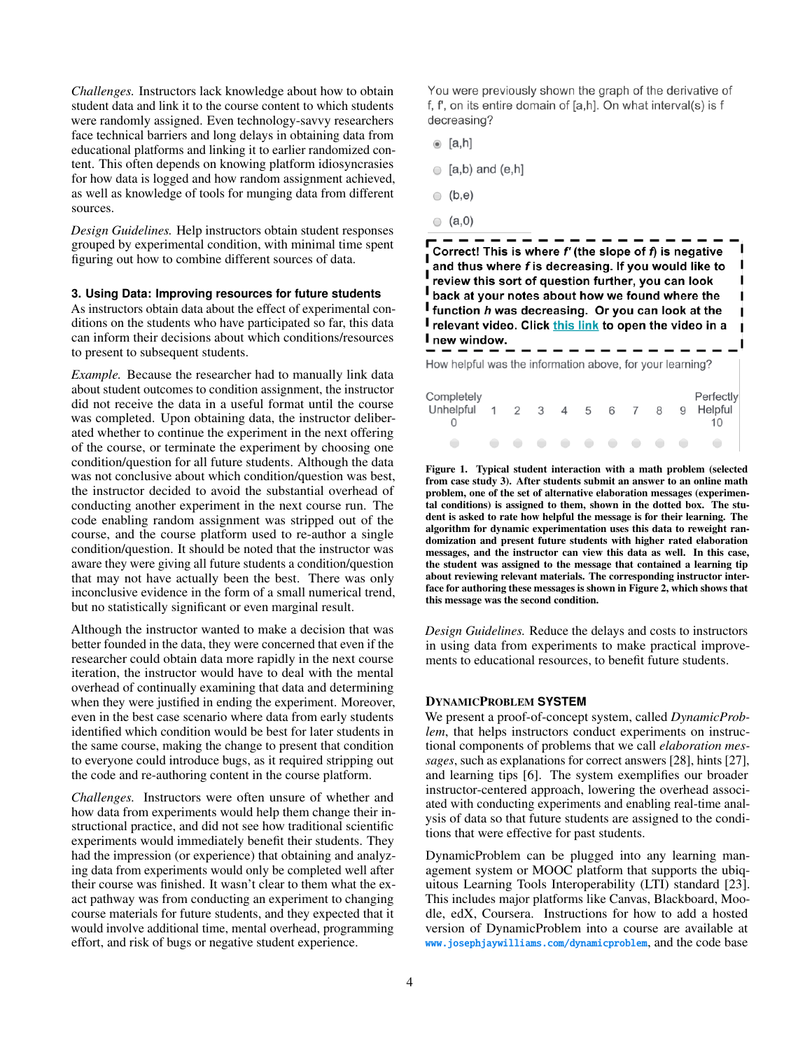*Challenges.* Instructors lack knowledge about how to obtain student data and link it to the course content to which students were randomly assigned. Even technology-savvy researchers face technical barriers and long delays in obtaining data from educational platforms and linking it to earlier randomized content. This often depends on knowing platform idiosyncrasies for how data is logged and how random assignment achieved, as well as knowledge of tools for munging data from different sources.

*Design Guidelines.* Help instructors obtain student responses grouped by experimental condition, with minimal time spent figuring out how to combine different sources of data.

### 3. Using Data: Improving resources for future students

As instructors obtain data about the effect of experimental conditions on the students who have participated so far, this data can inform their decisions about which conditions/resources to present to subsequent students.

*Example.* Because the researcher had to manually link data about student outcomes to condition assignment, the instructor did not receive the data in a useful format until the course was completed. Upon obtaining data, the instructor deliberated whether to continue the experiment in the next offering of the course, or terminate the experiment by choosing one condition/question for all future students. Although the data was not conclusive about which condition/question was best, the instructor decided to avoid the substantial overhead of conducting another experiment in the next course run. The code enabling random assignment was stripped out of the course, and the course platform used to re-author a single condition/question. It should be noted that the instructor was aware they were giving all future students a condition/question that may not have actually been the best. There was only inconclusive evidence in the form of a small numerical trend, but no statistically significant or even marginal result.

Although the instructor wanted to make a decision that was better founded in the data, they were concerned that even if the researcher could obtain data more rapidly in the next course iteration, the instructor would have to deal with the mental overhead of continually examining that data and determining when they were justified in ending the experiment. Moreover, even in the best case scenario where data from early students identified which condition would be best for later students in the same course, making the change to present that condition to everyone could introduce bugs, as it required stripping out the code and re-authoring content in the course platform.

*Challenges.* Instructors were often unsure of whether and how data from experiments would help them change their instructional practice, and did not see how traditional scientific experiments would immediately benefit their students. They had the impression (or experience) that obtaining and analyzing data from experiments would only be completed well after their course was finished. It wasn't clear to them what the exact pathway was from conducting an experiment to changing course materials for future students, and they expected that it would involve additional time, mental overhead, programming effort, and risk of bugs or negative student experience.

You were previously shown the graph of the derivative of f, f', on its entire domain of [a,h]. On what interval(s) is f decreasing?

- [a,h]
- [a,b) and (e,h]
- (b,e)
- (a,0)

**Correct! This is where *f'* (the slope of *f*) is negative and thus where *f* is decreasing. If you would like to review this sort of question further, you can look back at your notes about how we found where the function *h* was decreasing. Or you can look at the relevant video. Click this link to open the video in a new window.**

How helpful was the information above, for your learning?

Completely Unhelpful 0 &nbsp; 1 &nbsp; 2 &nbsp; 3 &nbsp; 4 &nbsp; 5 &nbsp; 6 &nbsp; 7 &nbsp; 8 &nbsp; 9 &nbsp; Perfectly Helpful 10

**Figure 1. Typical student interaction with a math problem (selected from case study 3). After students submit an answer to an online math problem, one of the set of alternative elaboration messages (experimental conditions) is assigned to them, shown in the dotted box. The student is asked to rate how helpful the message is for their learning. The algorithm for dynamic experimentation uses this data to reweight randomization and present future students with higher rated elaboration messages, and the instructor can view this data as well. In this case, the student was assigned to the message that contained a learning tip about reviewing relevant materials. The corresponding instructor interface for authoring these messages is shown in Figure 2, which shows that this message was the second condition.**

*Design Guidelines.* Reduce the delays and costs to instructors in using data from experiments to make practical improvements to educational resources, to benefit future students.

## DynamicProblem System

We present a proof-of-concept system, called *DynamicProblem*, that helps instructors conduct experiments on instructional components of problems that we call *elaboration messages*, such as explanations for correct answers [28], hints [27], and learning tips [6]. The system exemplifies our broader instructor-centered approach, lowering the overhead associated with conducting experiments and enabling real-time analysis of data so that future students are assigned to the conditions that were effective for past students.

DynamicProblem can be plugged into any learning management system or MOOC platform that supports the ubiquitous Learning Tools Interoperability (LTI) standard [23]. This includes major platforms like Canvas, Blackboard, Moodle, edX, Coursera. Instructions for how to add a hosted version of DynamicProblem into a course are available at www.josephjaywilliams.com/dynamicproblem, and the code base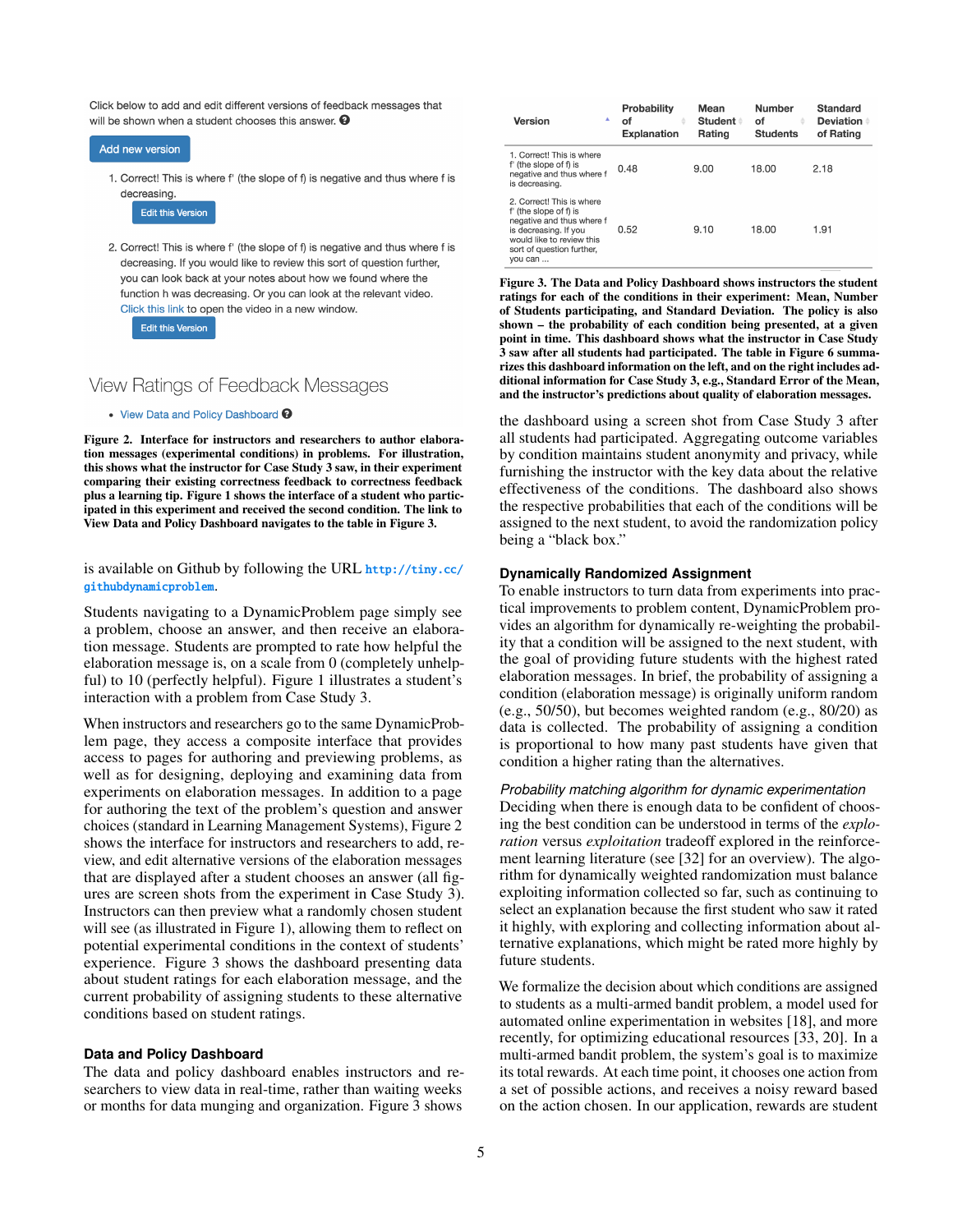Click below to add and edit different versions of feedback messages that will be shown when a student chooses this answer.

Add new version

1. Correct! This is where f' (the slope of f) is negative and thus where f is decreasing.

   Edit this Version

2. Correct! This is where f' (the slope of f) is negative and thus where f is decreasing. If you would like to review this sort of question further, you can look back at your notes about how we found where the function h was decreasing. Or you can look at the relevant video. Click this link to open the video in a new window.

   Edit this Version

View Ratings of Feedback Messages

- View Data and Policy Dashboard

**Figure 2. Interface for instructors and researchers to author elaboration messages (experimental conditions) in problems. For illustration, this shows what the instructor for Case Study 3 saw, in their experiment comparing their existing correctness feedback to correctness feedback plus a learning tip. Figure 1 shows the interface of a student who participated in this experiment and received the second condition. The link to View Data and Policy Dashboard navigates to the table in Figure 3.**

is available on Github by following the URL `http://tiny.cc/githubdynamicproblem`.

Students navigating to a DynamicProblem page simply see a problem, choose an answer, and then receive an elaboration message. Students are prompted to rate how helpful the elaboration message is, on a scale from 0 (completely unhelpful) to 10 (perfectly helpful). Figure 1 illustrates a student's interaction with a problem from Case Study 3.

When instructors and researchers go to the same DynamicProblem page, they access a composite interface that provides access to pages for authoring and previewing problems, as well as for designing, deploying and examining data from experiments on elaboration messages. In addition to a page for authoring the text of the problem's question and answer choices (standard in Learning Management Systems), Figure 2 shows the interface for instructors and researchers to add, review, and edit alternative versions of the elaboration messages that are displayed after a student chooses an answer (all figures are screen shots from the experiment in Case Study 3). Instructors can then preview what a randomly chosen student will see (as illustrated in Figure 1), allowing them to reflect on potential experimental conditions in the context of students' experience. Figure 3 shows the dashboard presenting data about student ratings for each elaboration message, and the current probability of assigning students to these alternative conditions based on student ratings.

### Data and Policy Dashboard

The data and policy dashboard enables instructors and researchers to view data in real-time, rather than waiting weeks or months for data munging and organization. Figure 3 shows

| Version | Probability of Explanation | Mean Student Rating | Number of Students | Standard Deviation of Rating |
|---|---|---|---|---|
| 1. Correct! This is where f' (the slope of f) is negative and thus where f is decreasing. | 0.48 | 9.00 | 18.00 | 2.18 |
| 2. Correct! This is where f' (the slope of f) is negative and thus where f is decreasing. If you would like to review this sort of question further, you can ... | 0.52 | 9.10 | 18.00 | 1.91 |

**Figure 3. The Data and Policy Dashboard shows instructors the student ratings for each of the conditions in their experiment: Mean, Number of Students participating, and Standard Deviation. The policy is also shown – the probability of each condition being presented, at a given point in time. This dashboard shows what the instructor in Case Study 3 saw after all students had participated. The table in Figure 6 summarizes this dashboard information on the left, and on the right includes additional information for Case Study 3, e.g., Standard Error of the Mean, and the instructor's predictions about quality of elaboration messages.**

the dashboard using a screen shot from Case Study 3 after all students had participated. Aggregating outcome variables by condition maintains student anonymity and privacy, while furnishing the instructor with the key data about the relative effectiveness of the conditions. The dashboard also shows the respective probabilities that each of the conditions will be assigned to the next student, to avoid the randomization policy being a "black box."

### Dynamically Randomized Assignment

To enable instructors to turn data from experiments into practical improvements to problem content, DynamicProblem provides an algorithm for dynamically re-weighting the probability that a condition will be assigned to the next student, with the goal of providing future students with the highest rated elaboration messages. In brief, the probability of assigning a condition (elaboration message) is originally uniform random (e.g., 50/50), but becomes weighted random (e.g., 80/20) as data is collected. The probability of assigning a condition is proportional to how many past students have given that condition a higher rating than the alternatives.

#### *Probability matching algorithm for dynamic experimentation*

Deciding when there is enough data to be confident of choosing the best condition can be understood in terms of the *exploration* versus *exploitation* tradeoff explored in the reinforcement learning literature (see [32] for an overview). The algorithm for dynamically weighted randomization must balance exploiting information collected so far, such as continuing to select an explanation because the first student who saw it rated it highly, with exploring and collecting information about alternative explanations, which might be rated more highly by future students.

We formalize the decision about which conditions are assigned to students as a multi-armed bandit problem, a model used for automated online experimentation in websites [18], and more recently, for optimizing educational resources [33, 20]. In a multi-armed bandit problem, the system's goal is to maximize its total rewards. At each time point, it chooses one action from a set of possible actions, and receives a noisy reward based on the action chosen. In our application, rewards are student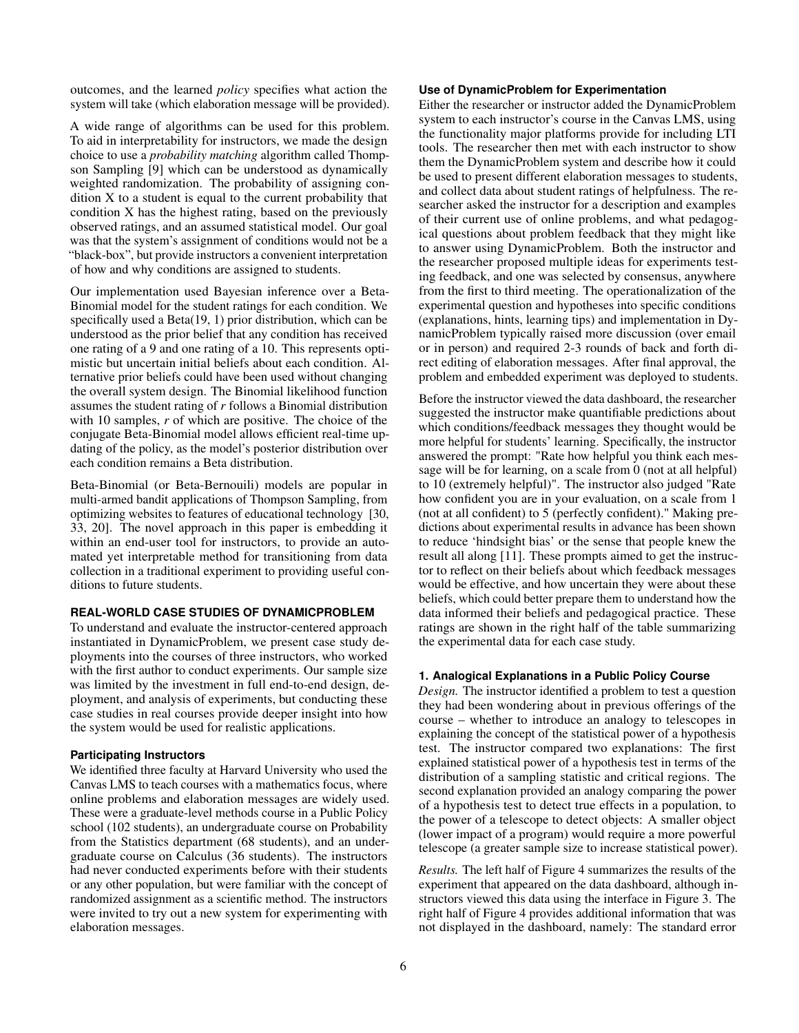outcomes, and the learned *policy* specifies what action the system will take (which elaboration message will be provided).

A wide range of algorithms can be used for this problem. To aid in interpretability for instructors, we made the design choice to use a *probability matching* algorithm called Thompson Sampling [9] which can be understood as dynamically weighted randomization. The probability of assigning condition X to a student is equal to the current probability that condition X has the highest rating, based on the previously observed ratings, and an assumed statistical model. Our goal was that the system's assignment of conditions would not be a "black-box", but provide instructors a convenient interpretation of how and why conditions are assigned to students.

Our implementation used Bayesian inference over a Beta-Binomial model for the student ratings for each condition. We specifically used a Beta(19, 1) prior distribution, which can be understood as the prior belief that any condition has received one rating of a 9 and one rating of a 10. This represents optimistic but uncertain initial beliefs about each condition. Alternative prior beliefs could have been used without changing the overall system design. The Binomial likelihood function assumes the student rating of $r$ follows a Binomial distribution with 10 samples, $r$ of which are positive. The choice of the conjugate Beta-Binomial model allows efficient real-time updating of the policy, as the model's posterior distribution over each condition remains a Beta distribution.

Beta-Binomial (or Beta-Bernoulli) models are popular in multi-armed bandit applications of Thompson Sampling, from optimizing websites to features of educational technology [30, 33, 20]. The novel approach in this paper is embedding it within an end-user tool for instructors, to provide an automated yet interpretable method for transitioning from data collection in a traditional experiment to providing useful conditions to future students.

## REAL-WORLD CASE STUDIES OF DYNAMICPROBLEM

To understand and evaluate the instructor-centered approach instantiated in DynamicProblem, we present case study deployments into the courses of three instructors, who worked with the first author to conduct experiments. Our sample size was limited by the investment in full end-to-end design, deployment, and analysis of experiments, but conducting these case studies in real courses provide deeper insight into how the system would be used for realistic applications.

### Participating Instructors

We identified three faculty at Harvard University who used the Canvas LMS to teach courses with a mathematics focus, where online problems and elaboration messages are widely used. These were a graduate-level methods course in a Public Policy school (102 students), an undergraduate course on Probability from the Statistics department (68 students), and an undergraduate course on Calculus (36 students). The instructors had never conducted experiments before with their students or any other population, but were familiar with the concept of randomized assignment as a scientific method. The instructors were invited to try out a new system for experimenting with elaboration messages.

### Use of DynamicProblem for Experimentation

Either the researcher or instructor added the DynamicProblem system to each instructor's course in the Canvas LMS, using the functionality major platforms provide for including LTI tools. The researcher then met with each instructor to show them the DynamicProblem system and describe how it could be used to present different elaboration messages to students, and collect data about student ratings of helpfulness. The researcher asked the instructor for a description and examples of their current use of online problems, and what pedagogical questions about problem feedback that they might like to answer using DynamicProblem. Both the instructor and the researcher proposed multiple ideas for experiments testing feedback, and one was selected by consensus, anywhere from the first to third meeting. The operationalization of the experimental question and hypotheses into specific conditions (explanations, hints, learning tips) and implementation in DynamicProblem typically raised more discussion (over email or in person) and required 2-3 rounds of back and forth direct editing of elaboration messages. After final approval, the problem and embedded experiment was deployed to students.

Before the instructor viewed the data dashboard, the researcher suggested the instructor make quantifiable predictions about which conditions/feedback messages they thought would be more helpful for students' learning. Specifically, the instructor answered the prompt: "Rate how helpful you think each message will be for learning, on a scale from 0 (not at all helpful) to 10 (extremely helpful)". The instructor also judged "Rate how confident you are in your evaluation, on a scale from 1 (not at all confident) to 5 (perfectly confident)." Making predictions about experimental results in advance has been shown to reduce 'hindsight bias' or the sense that people knew the result all along [11]. These prompts aimed to get the instructor to reflect on their beliefs about which feedback messages would be effective, and how uncertain they were about these beliefs, which could better prepare them to understand how the data informed their beliefs and pedagogical practice. These ratings are shown in the right half of the table summarizing the experimental data for each case study.

### 1. Analogical Explanations in a Public Policy Course

*Design.* The instructor identified a problem to test a question they had been wondering about in previous offerings of the course – whether to introduce an analogy to telescopes in explaining the concept of the statistical power of a hypothesis test. The instructor compared two explanations: The first explained statistical power of a hypothesis test in terms of the distribution of a sampling statistic and critical regions. The second explanation provided an analogy comparing the power of a hypothesis test to detect true effects in a population, to the power of a telescope to detect objects: A smaller object (lower impact of a program) would require a more powerful telescope (a greater sample size to increase statistical power).

*Results.* The left half of Figure 4 summarizes the results of the experiment that appeared on the data dashboard, although instructors viewed this data using the interface in Figure 3. The right half of Figure 4 provides additional information that was not displayed in the dashboard, namely: The standard error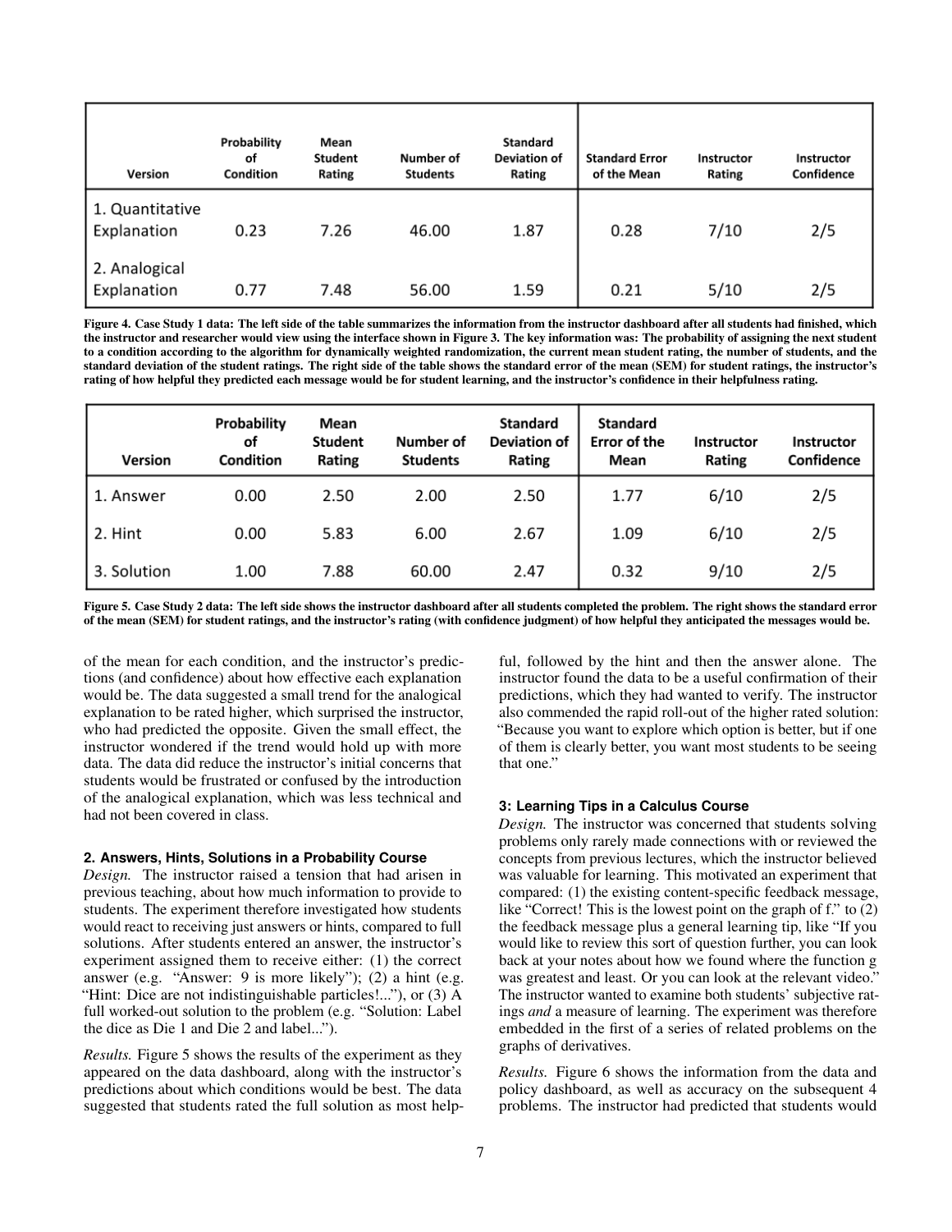| Version | Probability of Condition | Mean Student Rating | Number of Students | Standard Deviation of Rating | Standard Error of the Mean | Instructor Rating | Instructor Confidence |
|---|---|---|---|---|---|---|---|
| 1. Quantitative Explanation | 0.23 | 7.26 | 46.00 | 1.87 | 0.28 | 7/10 | 2/5 |
| 2. Analogical Explanation | 0.77 | 7.48 | 56.00 | 1.59 | 0.21 | 5/10 | 2/5 |

**Figure 4. Case Study 1 data: The left side of the table summarizes the information from the instructor dashboard after all students had finished, which the instructor and researcher would view using the interface shown in Figure 3. The key information was: The probability of assigning the next student to a condition according to the algorithm for dynamically weighted randomization, the current mean student rating, the number of students, and the standard deviation of the student ratings. The right side of the table shows the standard error of the mean (SEM) for student ratings, the instructor's rating of how helpful they predicted each message would be for student learning, and the instructor's confidence in their helpfulness rating.**

| Version | Probability of Condition | Mean Student Rating | Number of Students | Standard Deviation of Rating | Standard Error of the Mean | Instructor Rating | Instructor Confidence |
|---|---|---|---|---|---|---|---|
| 1. Answer | 0.00 | 2.50 | 2.00 | 2.50 | 1.77 | 6/10 | 2/5 |
| 2. Hint | 0.00 | 5.83 | 6.00 | 2.67 | 1.09 | 6/10 | 2/5 |
| 3. Solution | 1.00 | 7.88 | 60.00 | 2.47 | 0.32 | 9/10 | 2/5 |

**Figure 5. Case Study 2 data: The left side shows the instructor dashboard after all students completed the problem. The right shows the standard error of the mean (SEM) for student ratings, and the instructor's rating (with confidence judgment) of how helpful they anticipated the messages would be.**

of the mean for each condition, and the instructor's predictions (and confidence) about how effective each explanation would be. The data suggested a small trend for the analogical explanation to be rated higher, which surprised the instructor, who had predicted the opposite. Given the small effect, the instructor wondered if the trend would hold up with more data. The data did reduce the instructor's initial concerns that students would be frustrated or confused by the introduction of the analogical explanation, which was less technical and had not been covered in class.

### 2. Answers, Hints, Solutions in a Probability Course

*Design.* The instructor raised a tension that had arisen in previous teaching, about how much information to provide to students. The experiment therefore investigated how students would react to receiving just answers or hints, compared to full solutions. After students entered an answer, the instructor's experiment assigned them to receive either: (1) the correct answer (e.g. "Answer: 9 is more likely"); (2) a hint (e.g. "Hint: Dice are not indistinguishable particles!..."), or (3) A full worked-out solution to the problem (e.g. "Solution: Label the dice as Die 1 and Die 2 and label...").

*Results.* Figure 5 shows the results of the experiment as they appeared on the data dashboard, along with the instructor's predictions about which conditions would be best. The data suggested that students rated the full solution as most helpful, followed by the hint and then the answer alone. The instructor found the data to be a useful confirmation of their predictions, which they had wanted to verify. The instructor also commended the rapid roll-out of the higher rated solution: "Because you want to explore which option is better, but if one of them is clearly better, you want most students to be seeing that one."

### 3: Learning Tips in a Calculus Course

*Design.* The instructor was concerned that students solving problems only rarely made connections with or reviewed the concepts from previous lectures, which the instructor believed was valuable for learning. This motivated an experiment that compared: (1) the existing content-specific feedback message, like "Correct! This is the lowest point on the graph of f." to (2) the feedback message plus a general learning tip, like "If you would like to review this sort of question further, you can look back at your notes about how we found where the function g was greatest and least. Or you can look at the relevant video." The instructor wanted to examine both students' subjective ratings *and* a measure of learning. The experiment was therefore embedded in the first of a series of related problems on the graphs of derivatives.

*Results.* Figure 6 shows the information from the data and policy dashboard, as well as accuracy on the subsequent 4 problems. The instructor had predicted that students would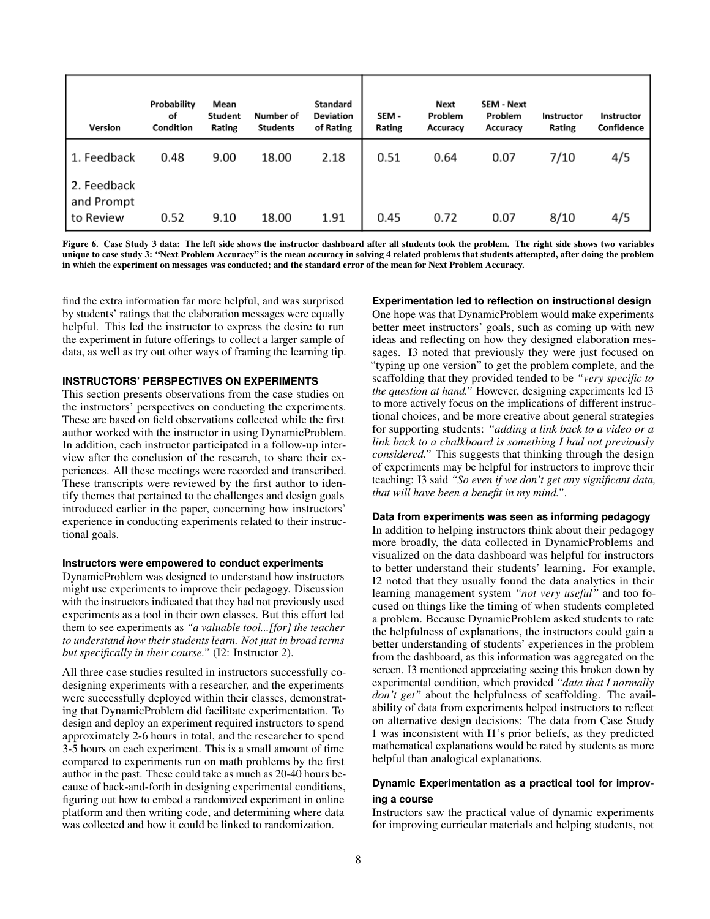| Version | Probability of Condition | Mean Student Rating | Number of Students | Standard Deviation of Rating | SEM - Rating | Next Problem Accuracy | SEM - Next Problem Accuracy | Instructor Rating | Instructor Confidence |
|---|---|---|---|---|---|---|---|---|---|
| 1. Feedback | 0.48 | 9.00 | 18.00 | 2.18 | 0.51 | 0.64 | 0.07 | 7/10 | 4/5 |
| 2. Feedback and Prompt to Review | 0.52 | 9.10 | 18.00 | 1.91 | 0.45 | 0.72 | 0.07 | 8/10 | 4/5 |

**Figure 6. Case Study 3 data: The left side shows the instructor dashboard after all students took the problem. The right side shows two variables unique to case study 3: "Next Problem Accuracy" is the mean accuracy in solving 4 related problems that students attempted, after doing the problem in which the experiment on messages was conducted; and the standard error of the mean for Next Problem Accuracy.**

find the extra information far more helpful, and was surprised by students' ratings that the elaboration messages were equally helpful. This led the instructor to express the desire to run the experiment in future offerings to collect a larger sample of data, as well as try out other ways of framing the learning tip.

## INSTRUCTORS' PERSPECTIVES ON EXPERIMENTS

This section presents observations from the case studies on the instructors' perspectives on conducting the experiments. These are based on field observations collected while the first author worked with the instructor in using DynamicProblem. In addition, each instructor participated in a follow-up interview after the conclusion of the research, to share their experiences. All these meetings were recorded and transcribed. These transcripts were reviewed by the first author to identify themes that pertained to the challenges and design goals introduced earlier in the paper, concerning how instructors' experience in conducting experiments related to their instructional goals.

### Instructors were empowered to conduct experiments

DynamicProblem was designed to understand how instructors might use experiments to improve their pedagogy. Discussion with the instructors indicated that they had not previously used experiments as a tool in their own classes. But this effort led them to see experiments as *"a valuable tool...[for] the teacher to understand how their students learn. Not just in broad terms but specifically in their course."* (I2: Instructor 2).

All three case studies resulted in instructors successfully co-designing experiments with a researcher, and the experiments were successfully deployed within their classes, demonstrating that DynamicProblem did facilitate experimentation. To design and deploy an experiment required instructors to spend approximately 2-6 hours in total, and the researcher to spend 3-5 hours on each experiment. This is a small amount of time compared to experiments run on math problems by the first author in the past. These could take as much as 20-40 hours because of back-and-forth in designing experimental conditions, figuring out how to embed a randomized experiment in online platform and then writing code, and determining where data was collected and how it could be linked to randomization.

### Experimentation led to reflection on instructional design

One hope was that DynamicProblem would make experiments better meet instructors' goals, such as coming up with new ideas and reflecting on how they designed elaboration messages. I3 noted that previously they were just focused on "typing up one version" to get the problem complete, and the scaffolding that they provided tended to be *"very specific to the question at hand."* However, designing experiments led I3 to more actively focus on the implications of different instructional choices, and be more creative about general strategies for supporting students: *"adding a link back to a video or a link back to a chalkboard is something I had not previously considered."* This suggests that thinking through the design of experiments may be helpful for instructors to improve their teaching: I3 said *"So even if we don't get any significant data, that will have been a benefit in my mind."*.

### Data from experiments was seen as informing pedagogy

In addition to helping instructors think about their pedagogy more broadly, the data collected in DynamicProblems and visualized on the data dashboard was helpful for instructors to better understand their students' learning. For example, I2 noted that they usually found the data analytics in their learning management system *"not very useful"* and too focused on things like the timing of when students completed a problem. Because DynamicProblem asked students to rate the helpfulness of explanations, the instructors could gain a better understanding of students' experiences in the problem from the dashboard, as this information was aggregated on the screen. I3 mentioned appreciating seeing this broken down by experimental condition, which provided *"data that I normally don't get"* about the helpfulness of scaffolding. The availability of data from experiments helped instructors to reflect on alternative design decisions: The data from Case Study 1 was inconsistent with I1's prior beliefs, as they predicted mathematical explanations would be rated by students as more helpful than analogical explanations.

### Dynamic Experimentation as a practical tool for improving a course

Instructors saw the practical value of dynamic experiments for improving curricular materials and helping students, not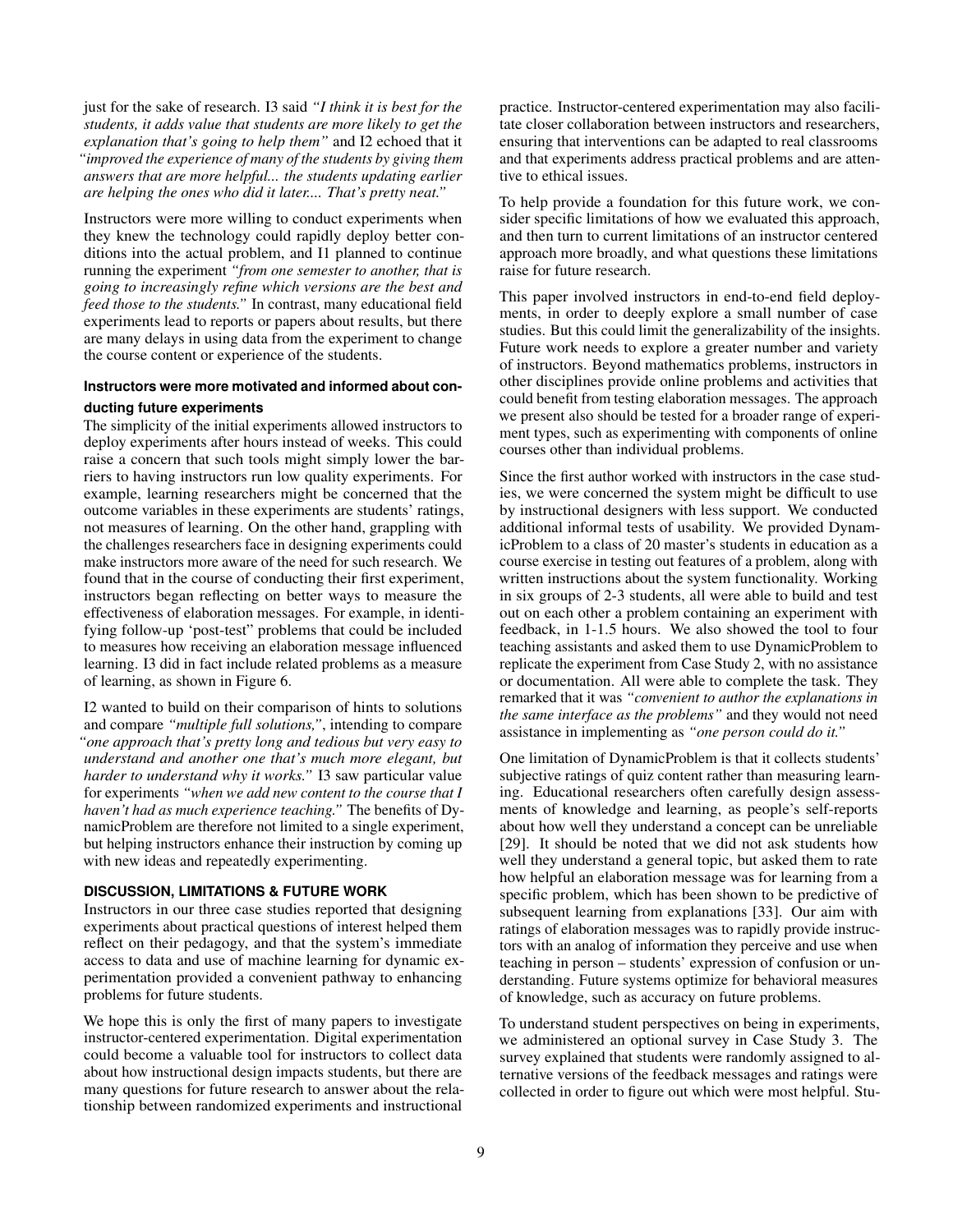just for the sake of research. I3 said *"I think it is best for the students, it adds value that students are more likely to get the explanation that's going to help them"* and I2 echoed that it *"improved the experience of many of the students by giving them answers that are more helpful... the students updating earlier are helping the ones who did it later.... That's pretty neat."*

Instructors were more willing to conduct experiments when they knew the technology could rapidly deploy better conditions into the actual problem, and I1 planned to continue running the experiment *"from one semester to another, that is going to increasingly refine which versions are the best and feed those to the students."* In contrast, many educational field experiments lead to reports or papers about results, but there are many delays in using data from the experiment to change the course content or experience of the students.

### Instructors were more motivated and informed about conducting future experiments

The simplicity of the initial experiments allowed instructors to deploy experiments after hours instead of weeks. This could raise a concern that such tools might simply lower the barriers to having instructors run low quality experiments. For example, learning researchers might be concerned that the outcome variables in these experiments are students' ratings, not measures of learning. On the other hand, grappling with the challenges researchers face in designing experiments could make instructors more aware of the need for such research. We found that in the course of conducting their first experiment, instructors began reflecting on better ways to measure the effectiveness of elaboration messages. For example, in identifying follow-up 'post-test" problems that could be included to measures how receiving an elaboration message influenced learning. I3 did in fact include related problems as a measure of learning, as shown in Figure 6.

I2 wanted to build on their comparison of hints to solutions and compare *"multiple full solutions,"*, intending to compare *"one approach that's pretty long and tedious but very easy to understand and another one that's much more elegant, but harder to understand why it works."* I3 saw particular value for experiments *"when we add new content to the course that I haven't had as much experience teaching."* The benefits of DynamicProblem are therefore not limited to a single experiment, but helping instructors enhance their instruction by coming up with new ideas and repeatedly experimenting.

## DISCUSSION, LIMITATIONS & FUTURE WORK

Instructors in our three case studies reported that designing experiments about practical questions of interest helped them reflect on their pedagogy, and that the system's immediate access to data and use of machine learning for dynamic experimentation provided a convenient pathway to enhancing problems for future students.

We hope this is only the first of many papers to investigate instructor-centered experimentation. Digital experimentation could become a valuable tool for instructors to collect data about how instructional design impacts students, but there are many questions for future research to answer about the relationship between randomized experiments and instructional practice. Instructor-centered experimentation may also facilitate closer collaboration between instructors and researchers, ensuring that interventions can be adapted to real classrooms and that experiments address practical problems and are attentive to ethical issues.

To help provide a foundation for this future work, we consider specific limitations of how we evaluated this approach, and then turn to current limitations of an instructor centered approach more broadly, and what questions these limitations raise for future research.

This paper involved instructors in end-to-end field deployments, in order to deeply explore a small number of case studies. But this could limit the generalizability of the insights. Future work needs to explore a greater number and variety of instructors. Beyond mathematics problems, instructors in other disciplines provide online problems and activities that could benefit from testing elaboration messages. The approach we present also should be tested for a broader range of experiment types, such as experimenting with components of online courses other than individual problems.

Since the first author worked with instructors in the case studies, we were concerned the system might be difficult to use by instructional designers with less support. We conducted additional informal tests of usability. We provided DynamicProblem to a class of 20 master's students in education as a course exercise in testing out features of a problem, along with written instructions about the system functionality. Working in six groups of 2-3 students, all were able to build and test out on each other a problem containing an experiment with feedback, in 1-1.5 hours. We also showed the tool to four teaching assistants and asked them to use DynamicProblem to replicate the experiment from Case Study 2, with no assistance or documentation. All were able to complete the task. They remarked that it was *"convenient to author the explanations in the same interface as the problems"* and they would not need assistance in implementing as *"one person could do it."*

One limitation of DynamicProblem is that it collects students' subjective ratings of quiz content rather than measuring learning. Educational researchers often carefully design assessments of knowledge and learning, as people's self-reports about how well they understand a concept can be unreliable [29]. It should be noted that we did not ask students how well they understand a general topic, but asked them to rate how helpful an elaboration message was for learning from a specific problem, which has been shown to be predictive of subsequent learning from explanations [33]. Our aim with ratings of elaboration messages was to rapidly provide instructors with an analog of information they perceive and use when teaching in person – students' expression of confusion or understanding. Future systems optimize for behavioral measures of knowledge, such as accuracy on future problems.

To understand student perspectives on being in experiments, we administered an optional survey in Case Study 3. The survey explained that students were randomly assigned to alternative versions of the feedback messages and ratings were collected in order to figure out which were most helpful. Stu-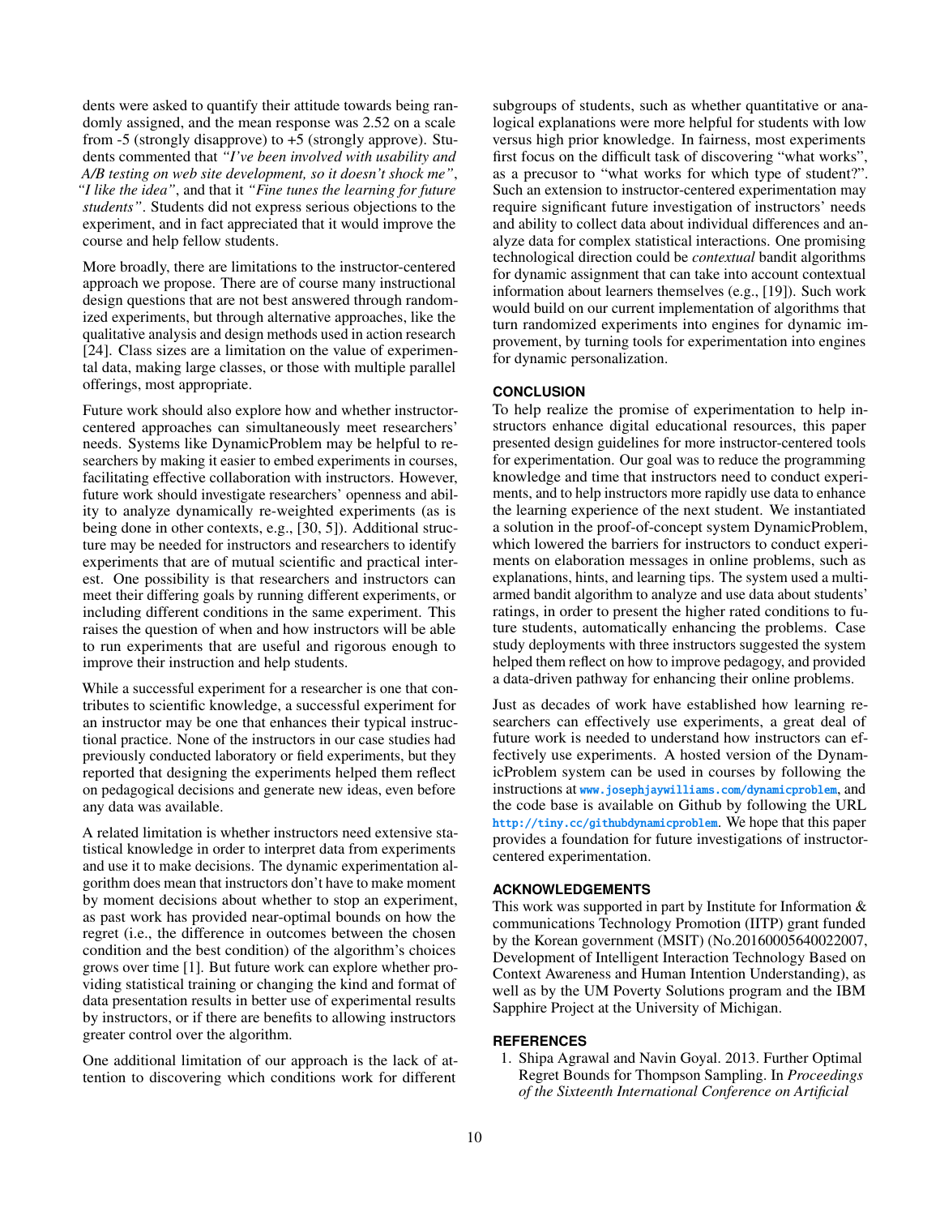dents were asked to quantify their attitude towards being randomly assigned, and the mean response was 2.52 on a scale from -5 (strongly disapprove) to +5 (strongly approve). Students commented that *"I've been involved with usability and A/B testing on web site development, so it doesn't shock me"*, *"I like the idea"*, and that it *"Fine tunes the learning for future students"*. Students did not express serious objections to the experiment, and in fact appreciated that it would improve the course and help fellow students.

More broadly, there are limitations to the instructor-centered approach we propose. There are of course many instructional design questions that are not best answered through randomized experiments, but through alternative approaches, like the qualitative analysis and design methods used in action research [24]. Class sizes are a limitation on the value of experimental data, making large classes, or those with multiple parallel offerings, most appropriate.

Future work should also explore how and whether instructor-centered approaches can simultaneously meet researchers' needs. Systems like DynamicProblem may be helpful to researchers by making it easier to embed experiments in courses, facilitating effective collaboration with instructors. However, future work should investigate researchers' openness and ability to analyze dynamically re-weighted experiments (as is being done in other contexts, e.g., [30, 5]). Additional structure may be needed for instructors and researchers to identify experiments that are of mutual scientific and practical interest. One possibility is that researchers and instructors can meet their differing goals by running different experiments, or including different conditions in the same experiment. This raises the question of when and how instructors will be able to run experiments that are useful and rigorous enough to improve their instruction and help students.

While a successful experiment for a researcher is one that contributes to scientific knowledge, a successful experiment for an instructor may be one that enhances their typical instructional practice. None of the instructors in our case studies had previously conducted laboratory or field experiments, but they reported that designing the experiments helped them reflect on pedagogical decisions and generate new ideas, even before any data was available.

A related limitation is whether instructors need extensive statistical knowledge in order to interpret data from experiments and use it to make decisions. The dynamic experimentation algorithm does mean that instructors don't have to make moment by moment decisions about whether to stop an experiment, as past work has provided near-optimal bounds on how the regret (i.e., the difference in outcomes between the chosen condition and the best condition) of the algorithm's choices grows over time [1]. But future work can explore whether providing statistical training or changing the kind and format of data presentation results in better use of experimental results by instructors, or if there are benefits to allowing instructors greater control over the algorithm.

One additional limitation of our approach is the lack of attention to discovering which conditions work for different subgroups of students, such as whether quantitative or analogical explanations were more helpful for students with low versus high prior knowledge. In fairness, most experiments first focus on the difficult task of discovering "what works", as a precusor to "what works for which type of student?". Such an extension to instructor-centered experimentation may require significant future investigation of instructors' needs and ability to collect data about individual differences and analyze data for complex statistical interactions. One promising technological direction could be *contextual* bandit algorithms for dynamic assignment that can take into account contextual information about learners themselves (e.g., [19]). Such work would build on our current implementation of algorithms that turn randomized experiments into engines for dynamic improvement, by turning tools for experimentation into engines for dynamic personalization.

## CONCLUSION

To help realize the promise of experimentation to help instructors enhance digital educational resources, this paper presented design guidelines for more instructor-centered tools for experimentation. Our goal was to reduce the programming knowledge and time that instructors need to conduct experiments, and to help instructors more rapidly use data to enhance the learning experience of the next student. We instantiated a solution in the proof-of-concept system DynamicProblem, which lowered the barriers for instructors to conduct experiments on elaboration messages in online problems, such as explanations, hints, and learning tips. The system used a multi-armed bandit algorithm to analyze and use data about students' ratings, in order to present the higher rated conditions to future students, automatically enhancing the problems. Case study deployments with three instructors suggested the system helped them reflect on how to improve pedagogy, and provided a data-driven pathway for enhancing their online problems.

Just as decades of work have established how learning researchers can effectively use experiments, a great deal of future work is needed to understand how instructors can effectively use experiments. A hosted version of the DynamicProblem system can be used in courses by following the instructions at www.josephjaywilliams.com/dynamicproblem, and the code base is available on Github by following the URL http://tiny.cc/githubdynamicproblem. We hope that this paper provides a foundation for future investigations of instructor-centered experimentation.

## ACKNOWLEDGEMENTS

This work was supported in part by Institute for Information & communications Technology Promotion (IITP) grant funded by the Korean government (MSIT) (No.20160005640022007, Development of Intelligent Human Interaction Technology Based on Context Awareness and Human Intention Understanding), as well as by the UM Poverty Solutions program and the IBM Sapphire Project at the University of Michigan.

## REFERENCES

1. Shipa Agrawal and Navin Goyal. 2013. Further Optimal Regret Bounds for Thompson Sampling. In *Proceedings of the Sixteenth International Conference on Artificial*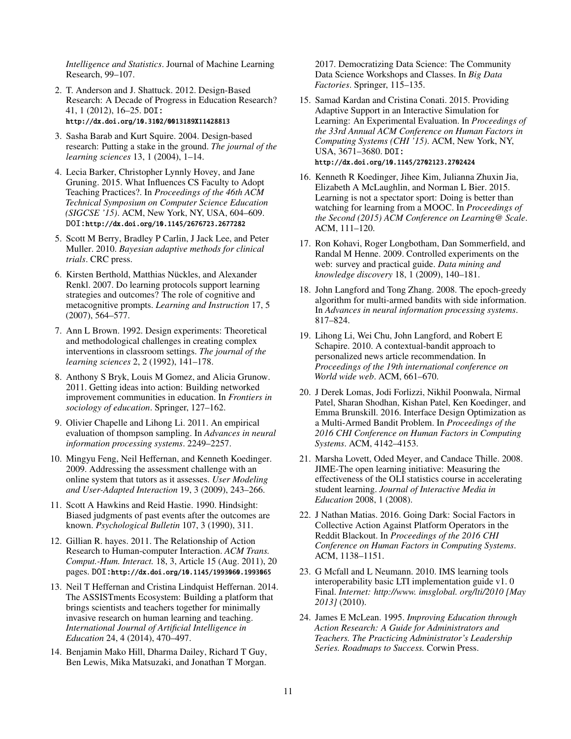*Intelligence and Statistics*. Journal of Machine Learning Research, 99–107.

2. T. Anderson and J. Shattuck. 2012. Design-Based Research: A Decade of Progress in Education Research? 41, 1 (2012), 16–25. DOI: http://dx.doi.org/10.3102/0013189X11428813

3. Sasha Barab and Kurt Squire. 2004. Design-based research: Putting a stake in the ground. *The journal of the learning sciences* 13, 1 (2004), 1–14.

4. Lecia Barker, Christopher Lynnly Hovey, and Jane Gruning. 2015. What Influences CS Faculty to Adopt Teaching Practices?. In *Proceedings of the 46th ACM Technical Symposium on Computer Science Education (SIGCSE '15)*. ACM, New York, NY, USA, 604–609. DOI: http://dx.doi.org/10.1145/2676723.2677282

5. Scott M Berry, Bradley P Carlin, J Jack Lee, and Peter Muller. 2010. *Bayesian adaptive methods for clinical trials*. CRC press.

6. Kirsten Berthold, Matthias Nückles, and Alexander Renkl. 2007. Do learning protocols support learning strategies and outcomes? The role of cognitive and metacognitive prompts. *Learning and Instruction* 17, 5 (2007), 564–577.

7. Ann L Brown. 1992. Design experiments: Theoretical and methodological challenges in creating complex interventions in classroom settings. *The journal of the learning sciences* 2, 2 (1992), 141–178.

8. Anthony S Bryk, Louis M Gomez, and Alicia Grunow. 2011. Getting ideas into action: Building networked improvement communities in education. In *Frontiers in sociology of education*. Springer, 127–162.

9. Olivier Chapelle and Lihong Li. 2011. An empirical evaluation of thompson sampling. In *Advances in neural information processing systems*. 2249–2257.

10. Mingyu Feng, Neil Heffernan, and Kenneth Koedinger. 2009. Addressing the assessment challenge with an online system that tutors as it assesses. *User Modeling and User-Adapted Interaction* 19, 3 (2009), 243–266.

11. Scott A Hawkins and Reid Hastie. 1990. Hindsight: Biased judgments of past events after the outcomes are known. *Psychological Bulletin* 107, 3 (1990), 311.

12. Gillian R. hayes. 2011. The Relationship of Action Research to Human-computer Interaction. *ACM Trans. Comput.-Hum. Interact.* 18, 3, Article 15 (Aug. 2011), 20 pages. DOI: http://dx.doi.org/10.1145/1993060.1993065

13. Neil T Heffernan and Cristina Lindquist Heffernan. 2014. The ASSISTments Ecosystem: Building a platform that brings scientists and teachers together for minimally invasive research on human learning and teaching. *International Journal of Artificial Intelligence in Education* 24, 4 (2014), 470–497.

14. Benjamin Mako Hill, Dharma Dailey, Richard T Guy, Ben Lewis, Mika Matsuzaki, and Jonathan T Morgan. 2017. Democratizing Data Science: The Community Data Science Workshops and Classes. In *Big Data Factories*. Springer, 115–135.

15. Samad Kardan and Cristina Conati. 2015. Providing Adaptive Support in an Interactive Simulation for Learning: An Experimental Evaluation. In *Proceedings of the 33rd Annual ACM Conference on Human Factors in Computing Systems (CHI '15)*. ACM, New York, NY, USA, 3671–3680. DOI: http://dx.doi.org/10.1145/2702123.2702424

16. Kenneth R Koedinger, Jihee Kim, Julianna Zhuxin Jia, Elizabeth A McLaughlin, and Norman L Bier. 2015. Learning is not a spectator sport: Doing is better than watching for learning from a MOOC. In *Proceedings of the Second (2015) ACM Conference on Learning@ Scale*. ACM, 111–120.

17. Ron Kohavi, Roger Longbotham, Dan Sommerfield, and Randal M Henne. 2009. Controlled experiments on the web: survey and practical guide. *Data mining and knowledge discovery* 18, 1 (2009), 140–181.

18. John Langford and Tong Zhang. 2008. The epoch-greedy algorithm for multi-armed bandits with side information. In *Advances in neural information processing systems*. 817–824.

19. Lihong Li, Wei Chu, John Langford, and Robert E Schapire. 2010. A contextual-bandit approach to personalized news article recommendation. In *Proceedings of the 19th international conference on World wide web*. ACM, 661–670.

20. J Derek Lomas, Jodi Forlizzi, Nikhil Poonwala, Nirmal Patel, Sharan Shodhan, Kishan Patel, Ken Koedinger, and Emma Brunskill. 2016. Interface Design Optimization as a Multi-Armed Bandit Problem. In *Proceedings of the 2016 CHI Conference on Human Factors in Computing Systems*. ACM, 4142–4153.

21. Marsha Lovett, Oded Meyer, and Candace Thille. 2008. JIME-The open learning initiative: Measuring the effectiveness of the OLI statistics course in accelerating student learning. *Journal of Interactive Media in Education* 2008, 1 (2008).

22. J Nathan Matias. 2016. Going Dark: Social Factors in Collective Action Against Platform Operators in the Reddit Blackout. In *Proceedings of the 2016 CHI Conference on Human Factors in Computing Systems*. ACM, 1138–1151.

23. G Mcfall and L Neumann. 2010. IMS learning tools interoperability basic LTI implementation guide v1. 0 Final. *Internet: http://www. imsglobal. org/lti/2010 [May 2013]* (2010).

24. James E McLean. 1995. *Improving Education through Action Research: A Guide for Administrators and Teachers. The Practicing Administrator's Leadership Series. Roadmaps to Success.* Corwin Press.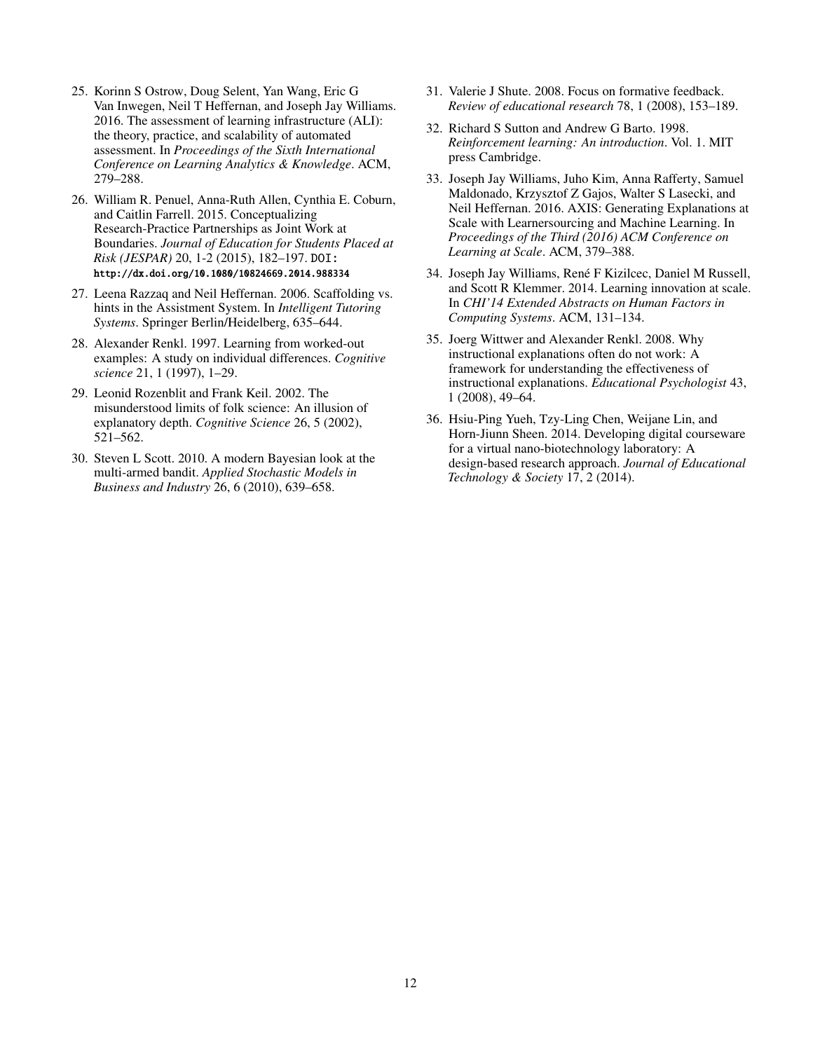25. Korinn S Ostrow, Doug Selent, Yan Wang, Eric G Van Inwegen, Neil T Heffernan, and Joseph Jay Williams. 2016. The assessment of learning infrastructure (ALI): the theory, practice, and scalability of automated assessment. In *Proceedings of the Sixth International Conference on Learning Analytics & Knowledge*. ACM, 279–288.

26. William R. Penuel, Anna-Ruth Allen, Cynthia E. Coburn, and Caitlin Farrell. 2015. Conceptualizing Research-Practice Partnerships as Joint Work at Boundaries. *Journal of Education for Students Placed at Risk (JESPAR)* 20, 1-2 (2015), 182–197. DOI: **http://dx.doi.org/10.1080/10824669.2014.988334**

27. Leena Razzaq and Neil Heffernan. 2006. Scaffolding vs. hints in the Assistment System. In *Intelligent Tutoring Systems*. Springer Berlin/Heidelberg, 635–644.

28. Alexander Renkl. 1997. Learning from worked-out examples: A study on individual differences. *Cognitive science* 21, 1 (1997), 1–29.

29. Leonid Rozenblit and Frank Keil. 2002. The misunderstood limits of folk science: An illusion of explanatory depth. *Cognitive Science* 26, 5 (2002), 521–562.

30. Steven L Scott. 2010. A modern Bayesian look at the multi-armed bandit. *Applied Stochastic Models in Business and Industry* 26, 6 (2010), 639–658.

31. Valerie J Shute. 2008. Focus on formative feedback. *Review of educational research* 78, 1 (2008), 153–189.

32. Richard S Sutton and Andrew G Barto. 1998. *Reinforcement learning: An introduction*. Vol. 1. MIT press Cambridge.

33. Joseph Jay Williams, Juho Kim, Anna Rafferty, Samuel Maldonado, Krzysztof Z Gajos, Walter S Lasecki, and Neil Heffernan. 2016. AXIS: Generating Explanations at Scale with Learnersourcing and Machine Learning. In *Proceedings of the Third (2016) ACM Conference on Learning at Scale*. ACM, 379–388.

34. Joseph Jay Williams, René F Kizilcec, Daniel M Russell, and Scott R Klemmer. 2014. Learning innovation at scale. In *CHI'14 Extended Abstracts on Human Factors in Computing Systems*. ACM, 131–134.

35. Joerg Wittwer and Alexander Renkl. 2008. Why instructional explanations often do not work: A framework for understanding the effectiveness of instructional explanations. *Educational Psychologist* 43, 1 (2008), 49–64.

36. Hsiu-Ping Yueh, Tzy-Ling Chen, Weijane Lin, and Horn-Jiunn Sheen. 2014. Developing digital courseware for a virtual nano-biotechnology laboratory: A design-based research approach. *Journal of Educational Technology & Society* 17, 2 (2014).